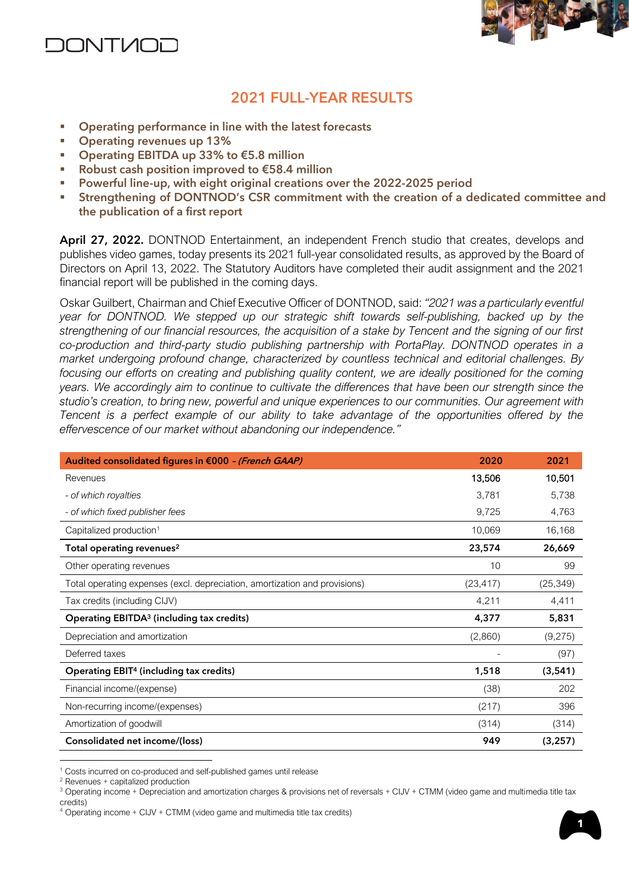DONTNOD

# 2021 FULL-YEAR RESULTS

- **Operating performance in line with the latest forecasts**
- **Operating revenues up 13%**
- **Operating EBITDA up 33% to €5.8 million**
- **Robust cash position improved to €58.4 million**
- **Powerful line-up, with eight original creations over the 2022-2025 period**
- **Strengthening of DONTNOD's CSR commitment with the creation of a dedicated committee and the publication of a first report**

**April 27, 2022.** DONTNOD Entertainment, an independent French studio that creates, develops and publishes video games, today presents its 2021 full-year consolidated results, as approved by the Board of Directors on April 13, 2022. The Statutory Auditors have completed their audit assignment and the 2021 financial report will be published in the coming days.

Oskar Guilbert, Chairman and Chief Executive Officer of DONTNOD, said: *"2021 was a particularly eventful year for DONTNOD. We stepped up our strategic shift towards self-publishing, backed up by the strengthening of our financial resources, the acquisition of a stake by Tencent and the signing of our first co-production and third-party studio publishing partnership with PortaPlay. DONTNOD operates in a market undergoing profound change, characterized by countless technical and editorial challenges. By focusing our efforts on creating and publishing quality content, we are ideally positioned for the coming years. We accordingly aim to continue to cultivate the differences that have been our strength since the studio's creation, to bring new, powerful and unique experiences to our communities. Our agreement with Tencent is a perfect example of our ability to take advantage of the opportunities offered by the effervescence of our market without abandoning our independence."*

| **Audited consolidated figures in €000** – ***(French GAAP)*** | **2020** | **2021** |
|---|---|---|
| Revenues | 13,506 | 10,501 |
| *- of which royalties* | 3,781 | 5,738 |
| *- of which fixed publisher fees* | 9,725 | 4,763 |
| Capitalized production[1] | 10,069 | 16,168 |
| **Total operating revenues[2]** | **23,574** | **26,669** |
| Other operating revenues | 10 | 99 |
| Total operating expenses (excl. depreciation, amortization and provisions) | (23,417) | (25,349) |
| Tax credits (including CIJV) | 4,211 | 4,411 |
| **Operating EBITDA[3] (including tax credits)** | **4,377** | **5,831** |
| Depreciation and amortization | (2,860) | (9,275) |
| Deferred taxes | - | (97) |
| **Operating EBIT[4] (including tax credits)** | **1,518** | **(3,541)** |
| Financial income/(expense) | (38) | 202 |
| Non-recurring income/(expenses) | (217) | 396 |
| Amortization of goodwill | (314) | (314) |
| **Consolidated net income/(loss)** | **949** | **(3,257)** |

[1] Costs incurred on co-produced and self-published games until release

[2] Revenues + capitalized production

[3] Operating income + Depreciation and amortization charges & provisions net of reversals + CIJV + CTMM (video game and multimedia title tax credits)

[4] Operating income + CIJV + CTMM (video game and multimedia title tax credits)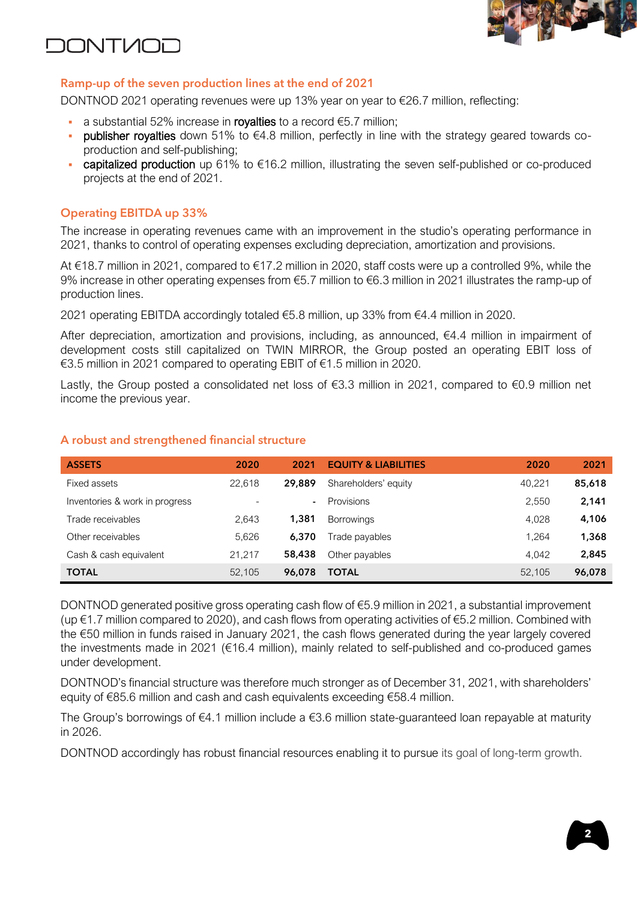## Ramp-up of the seven production lines at the end of 2021

DONTNOD 2021 operating revenues were up 13% year on year to €26.7 million, reflecting:

- a substantial 52% increase in royalties to a record €5.7 million;
- publisher royalties down 51% to €4.8 million, perfectly in line with the strategy geared towards co-production and self-publishing;
- capitalized production up 61% to €16.2 million, illustrating the seven self-published or co-produced projects at the end of 2021.

## Operating EBITDA up 33%

The increase in operating revenues came with an improvement in the studio's operating performance in 2021, thanks to control of operating expenses excluding depreciation, amortization and provisions.

At €18.7 million in 2021, compared to €17.2 million in 2020, staff costs were up a controlled 9%, while the 9% increase in other operating expenses from €5.7 million to €6.3 million in 2021 illustrates the ramp-up of production lines.

2021 operating EBITDA accordingly totaled €5.8 million, up 33% from €4.4 million in 2020.

After depreciation, amortization and provisions, including, as announced, €4.4 million in impairment of development costs still capitalized on TWIN MIRROR, the Group posted an operating EBIT loss of €3.5 million in 2021 compared to operating EBIT of €1.5 million in 2020.

Lastly, the Group posted a consolidated net loss of €3.3 million in 2021, compared to €0.9 million net income the previous year.

## A robust and strengthened financial structure

| ASSETS | 2020 | 2021 | EQUITY & LIABILITIES | 2020 | 2021 |
|---|---|---|---|---|---|
| Fixed assets | 22,618 | **29,889** | Shareholders' equity | 40,221 | **85,618** |
| Inventories & work in progress | - | **-** | Provisions | 2,550 | **2,141** |
| Trade receivables | 2,643 | **1,381** | Borrowings | 4,028 | **4,106** |
| Other receivables | 5,626 | **6,370** | Trade payables | 1,264 | **1,368** |
| Cash & cash equivalent | 21,217 | **58,438** | Other payables | 4,042 | **2,845** |
| **TOTAL** | 52,105 | **96,078** | **TOTAL** | 52,105 | **96,078** |

DONTNOD generated positive gross operating cash flow of €5.9 million in 2021, a substantial improvement (up €1.7 million compared to 2020), and cash flows from operating activities of €5.2 million. Combined with the €50 million in funds raised in January 2021, the cash flows generated during the year largely covered the investments made in 2021 (€16.4 million), mainly related to self-published and co-produced games under development.

DONTNOD's financial structure was therefore much stronger as of December 31, 2021, with shareholders' equity of €85.6 million and cash and cash equivalents exceeding €58.4 million.

The Group's borrowings of €4.1 million include a €3.6 million state-guaranteed loan repayable at maturity in 2026.

DONTNOD accordingly has robust financial resources enabling it to pursue its goal of long-term growth.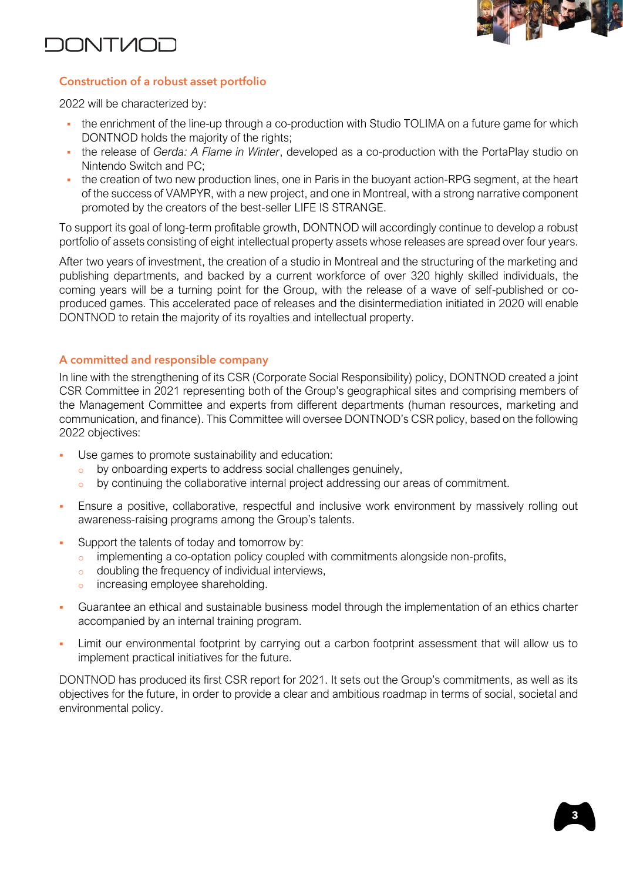## Construction of a robust asset portfolio

2022 will be characterized by:

- the enrichment of the line-up through a co-production with Studio TOLIMA on a future game for which DONTNOD holds the majority of the rights;
- the release of *Gerda: A Flame in Winter*, developed as a co-production with the PortaPlay studio on Nintendo Switch and PC;
- the creation of two new production lines, one in Paris in the buoyant action-RPG segment, at the heart of the success of VAMPYR, with a new project, and one in Montreal, with a strong narrative component promoted by the creators of the best-seller LIFE IS STRANGE.

To support its goal of long-term profitable growth, DONTNOD will accordingly continue to develop a robust portfolio of assets consisting of eight intellectual property assets whose releases are spread over four years.

After two years of investment, the creation of a studio in Montreal and the structuring of the marketing and publishing departments, and backed by a current workforce of over 320 highly skilled individuals, the coming years will be a turning point for the Group, with the release of a wave of self-published or co-produced games. This accelerated pace of releases and the disintermediation initiated in 2020 will enable DONTNOD to retain the majority of its royalties and intellectual property.

## A committed and responsible company

In line with the strengthening of its CSR (Corporate Social Responsibility) policy, DONTNOD created a joint CSR Committee in 2021 representing both of the Group's geographical sites and comprising members of the Management Committee and experts from different departments (human resources, marketing and communication, and finance). This Committee will oversee DONTNOD's CSR policy, based on the following 2022 objectives:

- Use games to promote sustainability and education:
  - by onboarding experts to address social challenges genuinely,
  - by continuing the collaborative internal project addressing our areas of commitment.
- Ensure a positive, collaborative, respectful and inclusive work environment by massively rolling out awareness-raising programs among the Group's talents.
- Support the talents of today and tomorrow by:
  - implementing a co-optation policy coupled with commitments alongside non-profits,
  - doubling the frequency of individual interviews,
  - increasing employee shareholding.
- Guarantee an ethical and sustainable business model through the implementation of an ethics charter accompanied by an internal training program.
- Limit our environmental footprint by carrying out a carbon footprint assessment that will allow us to implement practical initiatives for the future.

DONTNOD has produced its first CSR report for 2021. It sets out the Group's commitments, as well as its objectives for the future, in order to provide a clear and ambitious roadmap in terms of social, societal and environmental policy.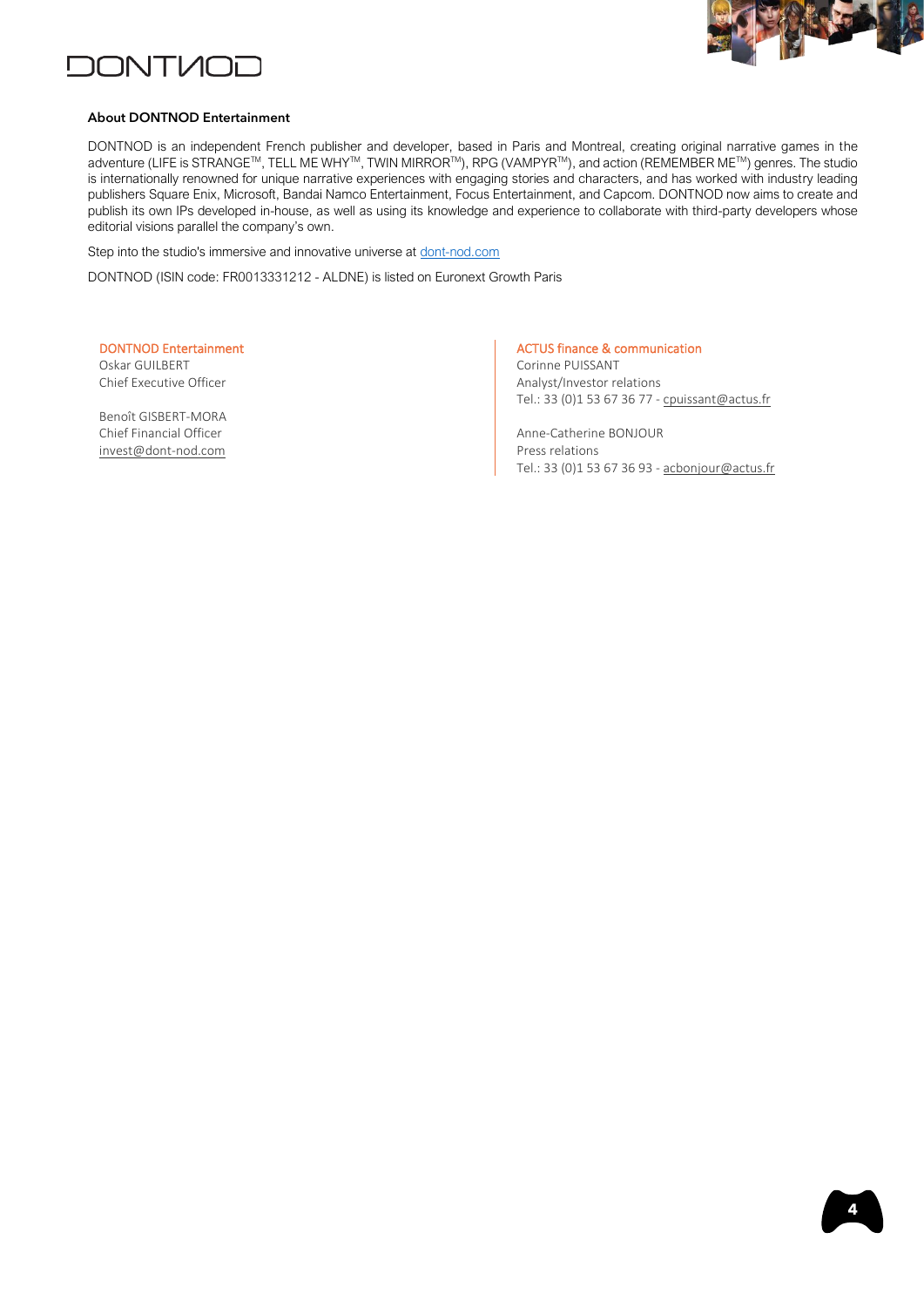## About DONTNOD Entertainment

DONTNOD is an independent French publisher and developer, based in Paris and Montreal, creating original narrative games in the adventure (LIFE is STRANGE™, TELL ME WHY™, TWIN MIRROR™), RPG (VAMPYR™), and action (REMEMBER ME™) genres. The studio is internationally renowned for unique narrative experiences with engaging stories and characters, and has worked with industry leading publishers Square Enix, Microsoft, Bandai Namco Entertainment, Focus Entertainment, and Capcom. DONTNOD now aims to create and publish its own IPs developed in-house, as well as using its knowledge and experience to collaborate with third-party developers whose editorial visions parallel the company's own.

Step into the studio's immersive and innovative universe at [dont-nod.com](dont-nod.com)

DONTNOD (ISIN code: FR0013331212 - ALDNE) is listed on Euronext Growth Paris

**DONTNOD Entertainment**
Oskar GUILBERT
Chief Executive Officer

Benoît GISBERT-MORA
Chief Financial Officer
invest@dont-nod.com

**ACTUS finance & communication**
Corinne PUISSANT
Analyst/Investor relations
Tel.: 33 (0)1 53 67 36 77 - cpuissant@actus.fr

Anne-Catherine BONJOUR
Press relations
Tel.: 33 (0)1 53 67 36 93 - acbonjour@actus.fr